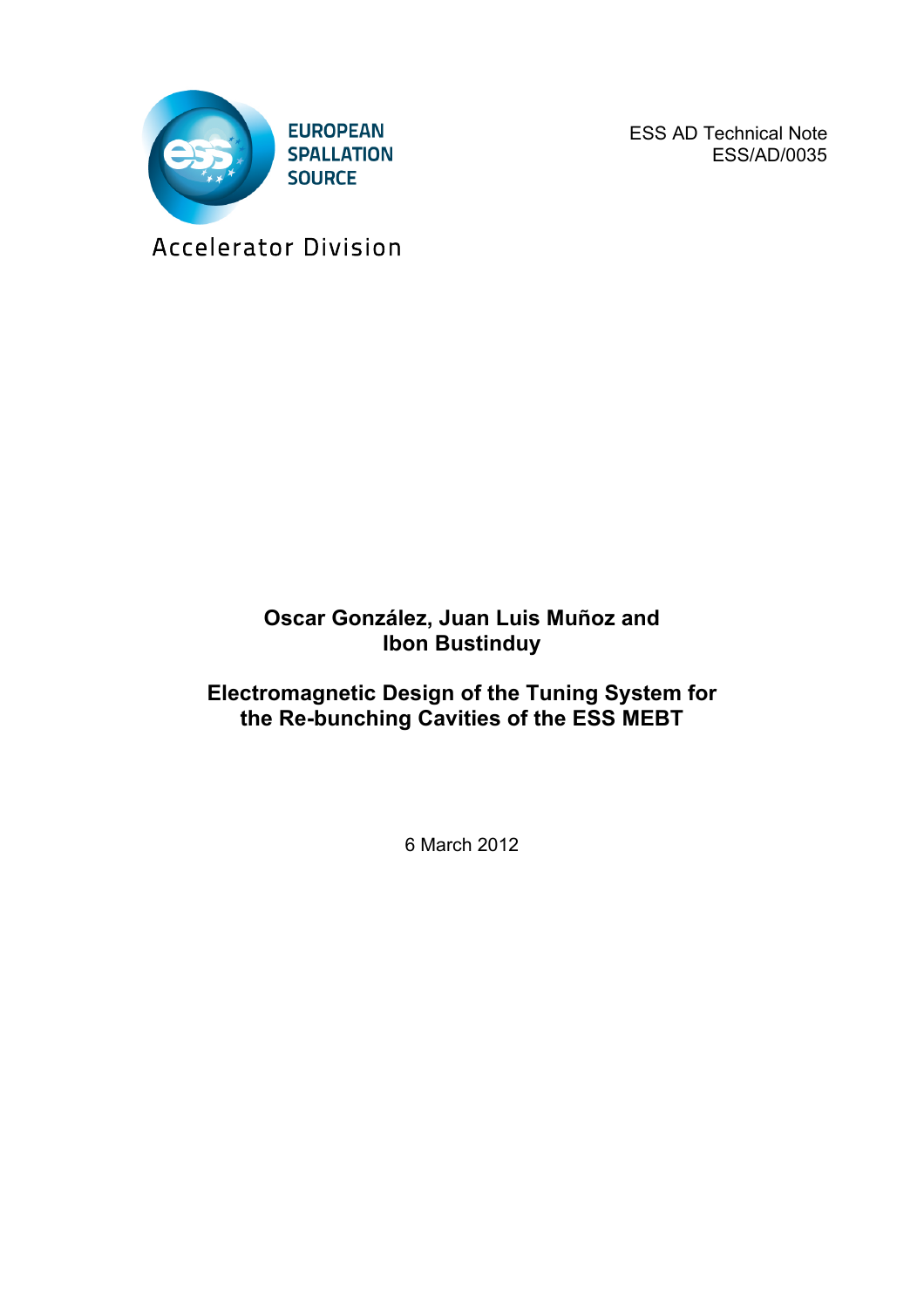EUROPEAN SPALLATION SOURCE

Accelerator Division

ESS AD Technical Note
ESS/AD/0035

**Oscar González, Juan Luis Muñoz and Ibon Bustinduy**

# Electromagnetic Design of the Tuning System for the Re-bunching Cavities of the ESS MEBT

6 March 2012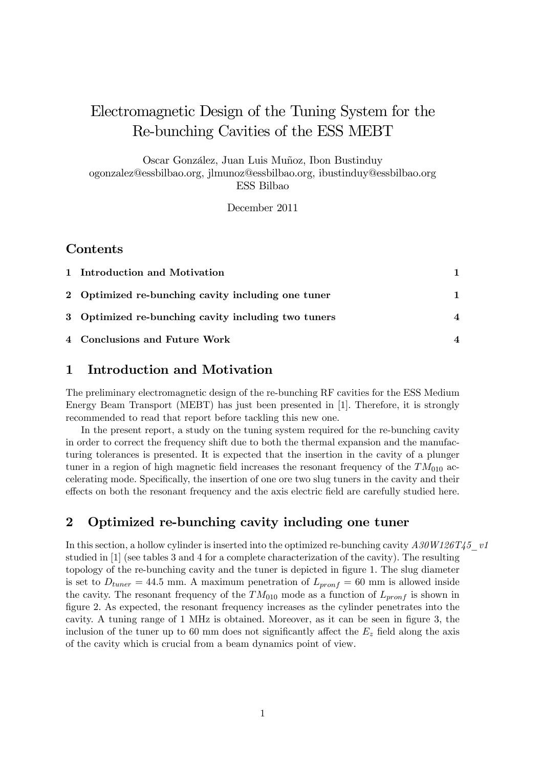# Electromagnetic Design of the Tuning System for the Re-bunching Cavities of the ESS MEBT

Oscar González, Juan Luis Muñoz, Ibon Bustinduy
ogonzalez@essbilbao.org, jlmunoz@essbilbao.org, ibustinduy@essbilbao.org
ESS Bilbao

December 2011

## Contents

| | | |
|---|---|---|
| 1 | **Introduction and Motivation** | 1 |
| 2 | **Optimized re-bunching cavity including one tuner** | 1 |
| 3 | **Optimized re-bunching cavity including two tuners** | 4 |
| 4 | **Conclusions and Future Work** | 4 |

## 1 Introduction and Motivation

The preliminary electromagnetic design of the re-bunching RF cavities for the ESS Medium Energy Beam Transport (MEBT) has just been presented in [1]. Therefore, it is strongly recommended to read that report before tackling this new one.

In the present report, a study on the tuning system required for the re-bunching cavity in order to correct the frequency shift due to both the thermal expansion and the manufacturing tolerances is presented. It is expected that the insertion in the cavity of a plunger tuner in a region of high magnetic field increases the resonant frequency of the $TM_{010}$ accelerating mode. Specifically, the insertion of one ore two slug tuners in the cavity and their effects on both the resonant frequency and the axis electric field are carefully studied here.

## 2 Optimized re-bunching cavity including one tuner

In this section, a hollow cylinder is inserted into the optimized re-bunching cavity *A30W126T45_v1* studied in [1] (see tables 3 and 4 for a complete characterization of the cavity). The resulting topology of the re-bunching cavity and the tuner is depicted in figure 1. The slug diameter is set to $D_{tuner} = 44.5$ mm. A maximum penetration of $L_{pronf} = 60$ mm is allowed inside the cavity. The resonant frequency of the $TM_{010}$ mode as a function of $L_{pronf}$ is shown in figure 2. As expected, the resonant frequency increases as the cylinder penetrates into the cavity. A tuning range of 1 MHz is obtained. Moreover, as it can be seen in figure 3, the inclusion of the tuner up to 60 mm does not significantly affect the $E_z$ field along the axis of the cavity which is crucial from a beam dynamics point of view.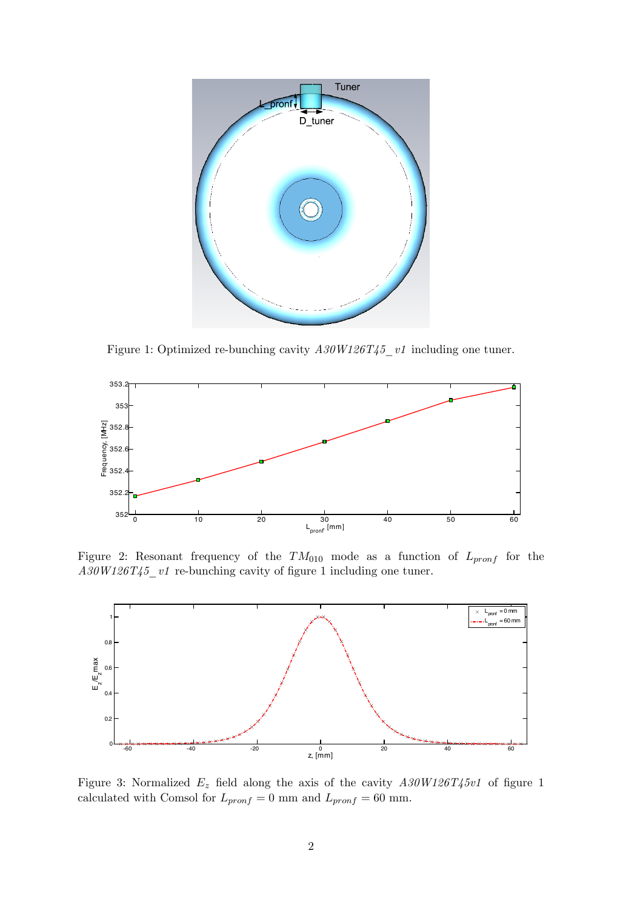Figure 1: Optimized re-bunching cavity *A30W126T45_v1* including one tuner.

Figure 2: Resonant frequency of the $TM_{010}$ mode as a function of $L_{pronf}$ for the *A30W126T45_v1* re-bunching cavity of figure 1 including one tuner.

Figure 3: Normalized $E_z$ field along the axis of the cavity *A30W126T45v1* of figure 1 calculated with Comsol for $L_{pronf} = 0$ mm and $L_{pronf} = 60$ mm.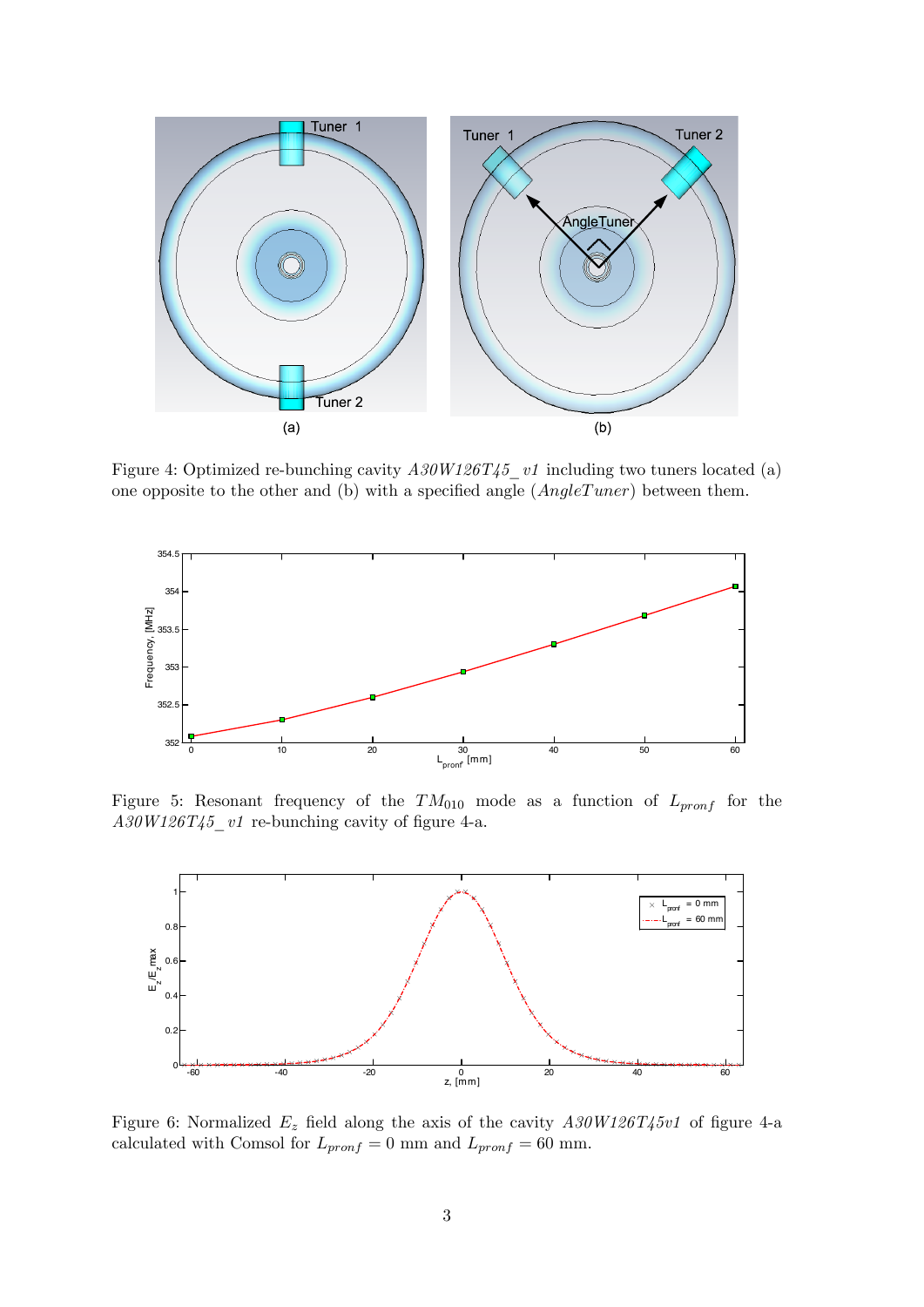Figure 4: Optimized re-bunching cavity *A30W126T45_v1* including two tuners located (a) one opposite to the other and (b) with a specified angle ($AngleTuner$) between them.

Figure 5: Resonant frequency of the $TM_{010}$ mode as a function of $L_{pronf}$ for the *A30W126T45_v1* re-bunching cavity of figure 4-a.

Figure 6: Normalized $E_z$ field along the axis of the cavity *A30W126T45v1* of figure 4-a calculated with Comsol for $L_{pronf} = 0$ mm and $L_{pronf} = 60$ mm.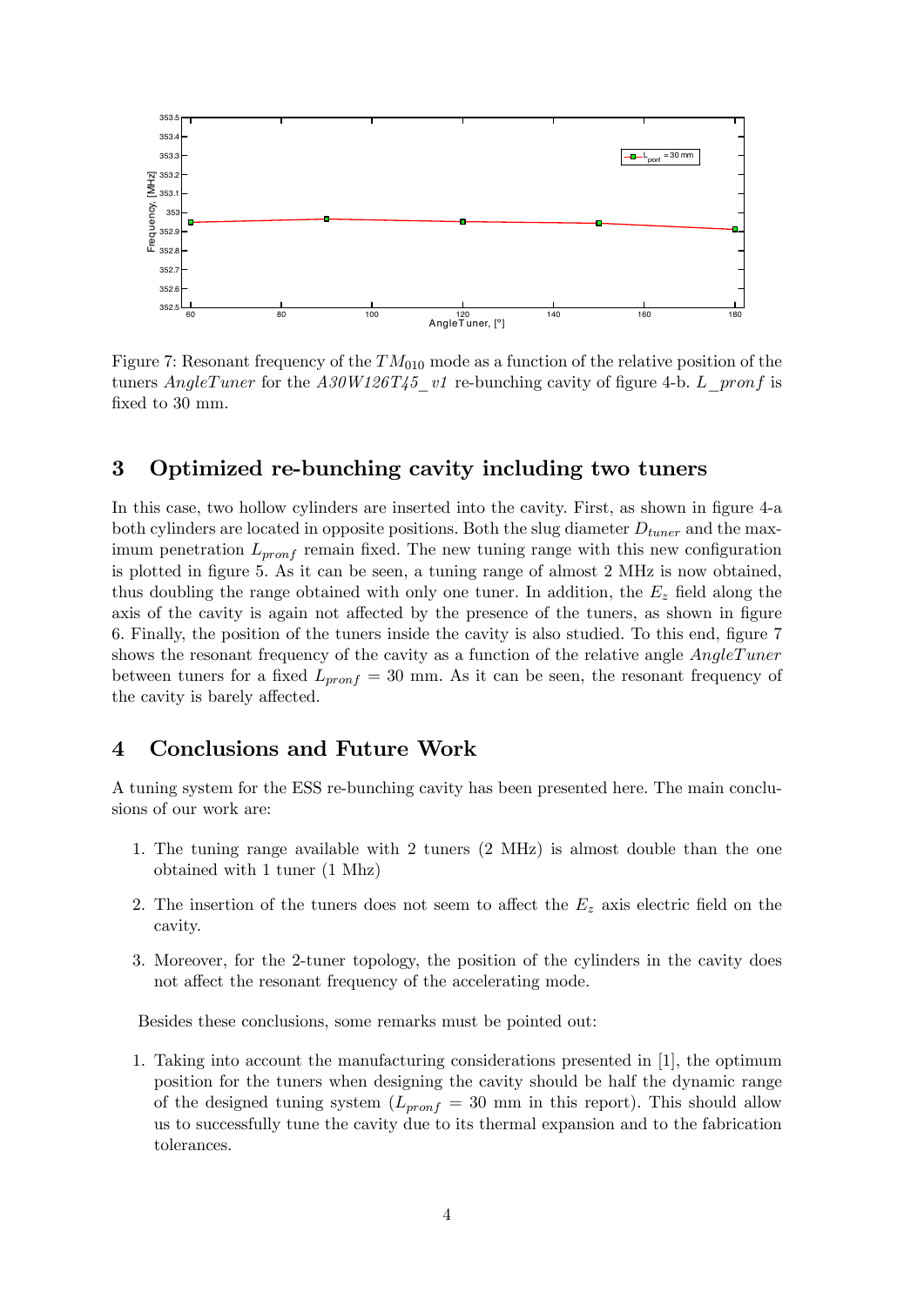Figure 7: Resonant frequency of the $TM_{010}$ mode as a function of the relative position of the tuners $AngleTuner$ for the $A30W126T45\_v1$ re-bunching cavity of figure 4-b. $L\_pronf$ is fixed to 30 mm.

## 3 Optimized re-bunching cavity including two tuners

In this case, two hollow cylinders are inserted into the cavity. First, as shown in figure 4-a both cylinders are located in opposite positions. Both the slug diameter $D_{tuner}$ and the maximum penetration $L_{pronf}$ remain fixed. The new tuning range with this new configuration is plotted in figure 5. As it can be seen, a tuning range of almost 2 MHz is now obtained, thus doubling the range obtained with only one tuner. In addition, the $E_z$ field along the axis of the cavity is again not affected by the presence of the tuners, as shown in figure 6. Finally, the position of the tuners inside the cavity is also studied. To this end, figure 7 shows the resonant frequency of the cavity as a function of the relative angle $AngleTuner$ between tuners for a fixed $L_{pronf} = 30$ mm. As it can be seen, the resonant frequency of the cavity is barely affected.

## 4 Conclusions and Future Work

A tuning system for the ESS re-bunching cavity has been presented here. The main conclusions of our work are:

1. The tuning range available with 2 tuners (2 MHz) is almost double than the one obtained with 1 tuner (1 Mhz)
2. The insertion of the tuners does not seem to affect the $E_z$ axis electric field on the cavity.
3. Moreover, for the 2-tuner topology, the position of the cylinders in the cavity does not affect the resonant frequency of the accelerating mode.

Besides these conclusions, some remarks must be pointed out:

1. Taking into account the manufacturing considerations presented in [1], the optimum position for the tuners when designing the cavity should be half the dynamic range of the designed tuning system ($L_{pronf} = 30$ mm in this report). This should allow us to successfully tune the cavity due to its thermal expansion and to the fabrication tolerances.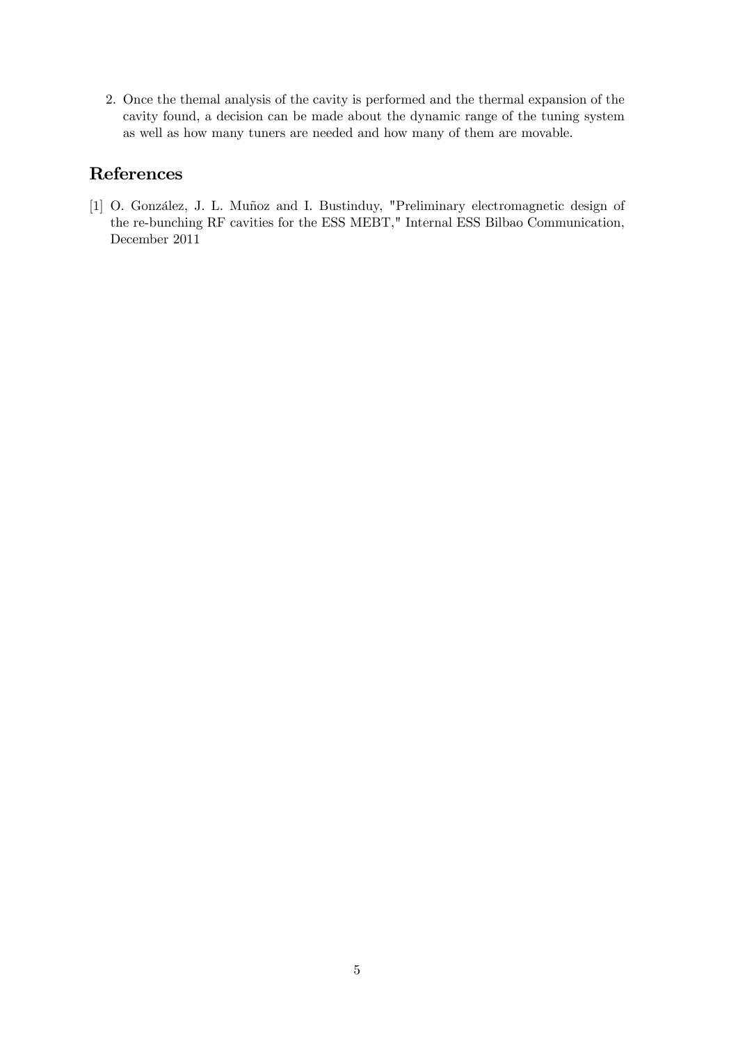2. Once the themal analysis of the cavity is performed and the thermal expansion of the cavity found, a decision can be made about the dynamic range of the tuning system as well as how many tuners are needed and how many of them are movable.

## References

[1] O. González, J. L. Muñoz and I. Bustinduy, "Preliminary electromagnetic design of the re-bunching RF cavities for the ESS MEBT," Internal ESS Bilbao Communication, December 2011